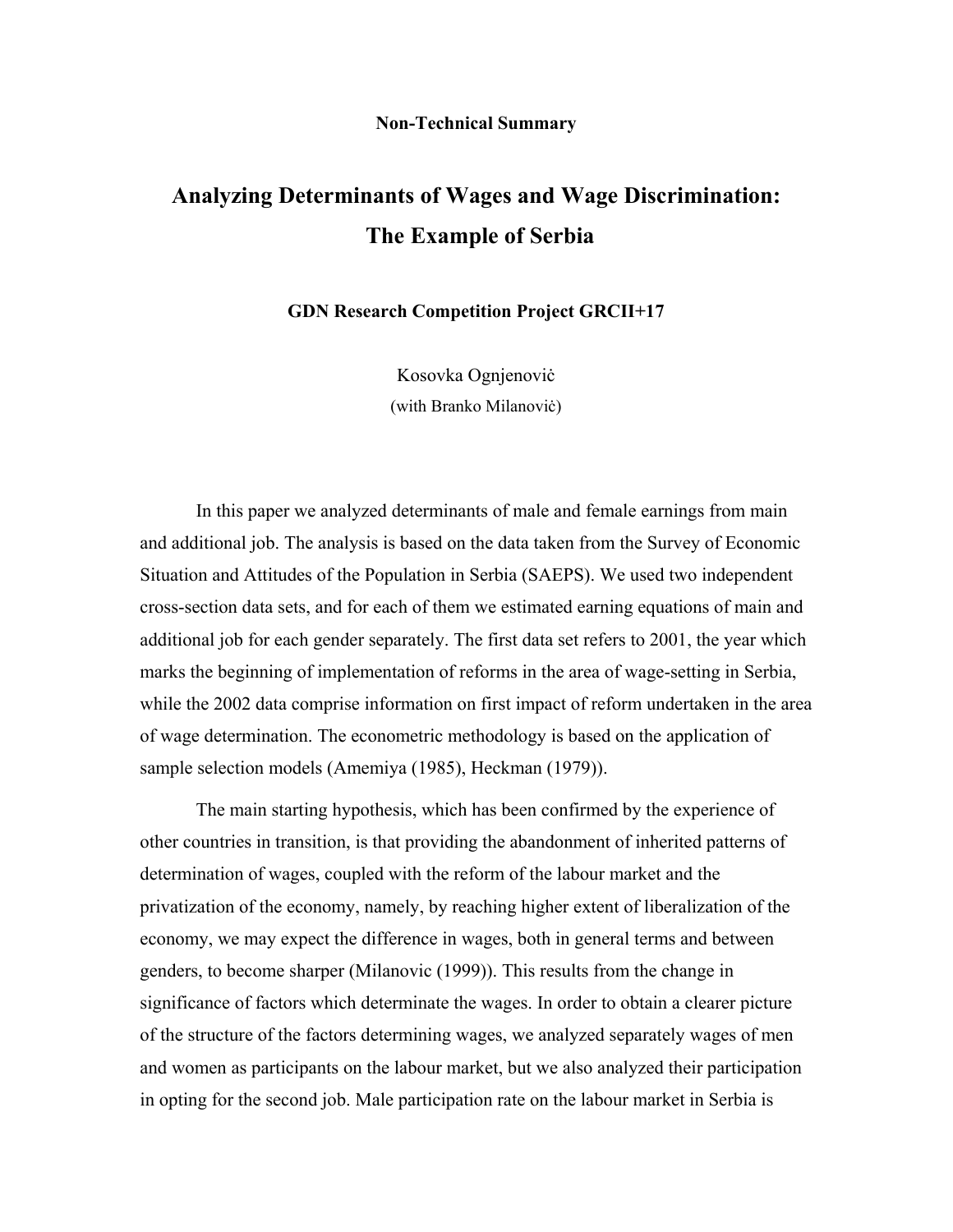**Non-Technical Summary**

# Analyzing Determinants of Wages and Wage Discrimination: The Example of Serbia

**GDN Research Competition Project GRCII+17**

Kosovka Ognjenoviċ
(with Branko Milanoviċ)

In this paper we analyzed determinants of male and female earnings from main and additional job. The analysis is based on the data taken from the Survey of Economic Situation and Attitudes of the Population in Serbia (SAEPS). We used two independent cross-section data sets, and for each of them we estimated earning equations of main and additional job for each gender separately. The first data set refers to 2001, the year which marks the beginning of implementation of reforms in the area of wage-setting in Serbia, while the 2002 data comprise information on first impact of reform undertaken in the area of wage determination. The econometric methodology is based on the application of sample selection models (Amemiya (1985), Heckman (1979)).

The main starting hypothesis, which has been confirmed by the experience of other countries in transition, is that providing the abandonment of inherited patterns of determination of wages, coupled with the reform of the labour market and the privatization of the economy, namely, by reaching higher extent of liberalization of the economy, we may expect the difference in wages, both in general terms and between genders, to become sharper (Milanovic (1999)). This results from the change in significance of factors which determinate the wages. In order to obtain a clearer picture of the structure of the factors determining wages, we analyzed separately wages of men and women as participants on the labour market, but we also analyzed their participation in opting for the second job. Male participation rate on the labour market in Serbia is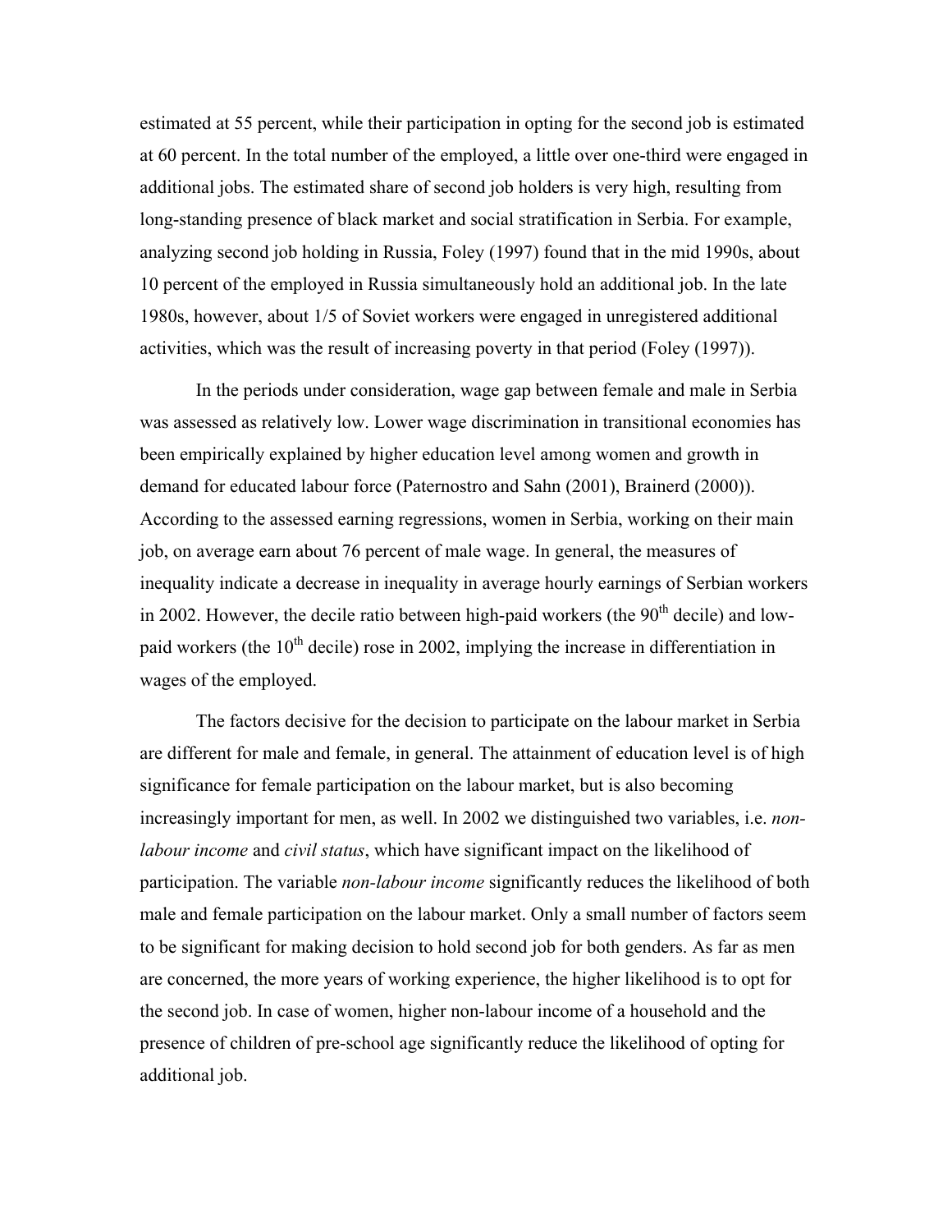estimated at 55 percent, while their participation in opting for the second job is estimated at 60 percent. In the total number of the employed, a little over one-third were engaged in additional jobs. The estimated share of second job holders is very high, resulting from long-standing presence of black market and social stratification in Serbia. For example, analyzing second job holding in Russia, Foley (1997) found that in the mid 1990s, about 10 percent of the employed in Russia simultaneously hold an additional job. In the late 1980s, however, about 1/5 of Soviet workers were engaged in unregistered additional activities, which was the result of increasing poverty in that period (Foley (1997)).

In the periods under consideration, wage gap between female and male in Serbia was assessed as relatively low. Lower wage discrimination in transitional economies has been empirically explained by higher education level among women and growth in demand for educated labour force (Paternostro and Sahn (2001), Brainerd (2000)). According to the assessed earning regressions, women in Serbia, working on their main job, on average earn about 76 percent of male wage. In general, the measures of inequality indicate a decrease in inequality in average hourly earnings of Serbian workers in 2002. However, the decile ratio between high-paid workers (the 90th decile) and low-paid workers (the 10th decile) rose in 2002, implying the increase in differentiation in wages of the employed.

The factors decisive for the decision to participate on the labour market in Serbia are different for male and female, in general. The attainment of education level is of high significance for female participation on the labour market, but is also becoming increasingly important for men, as well. In 2002 we distinguished two variables, i.e. *non-labour income* and *civil status*, which have significant impact on the likelihood of participation. The variable *non-labour income* significantly reduces the likelihood of both male and female participation on the labour market. Only a small number of factors seem to be significant for making decision to hold second job for both genders. As far as men are concerned, the more years of working experience, the higher likelihood is to opt for the second job. In case of women, higher non-labour income of a household and the presence of children of pre-school age significantly reduce the likelihood of opting for additional job.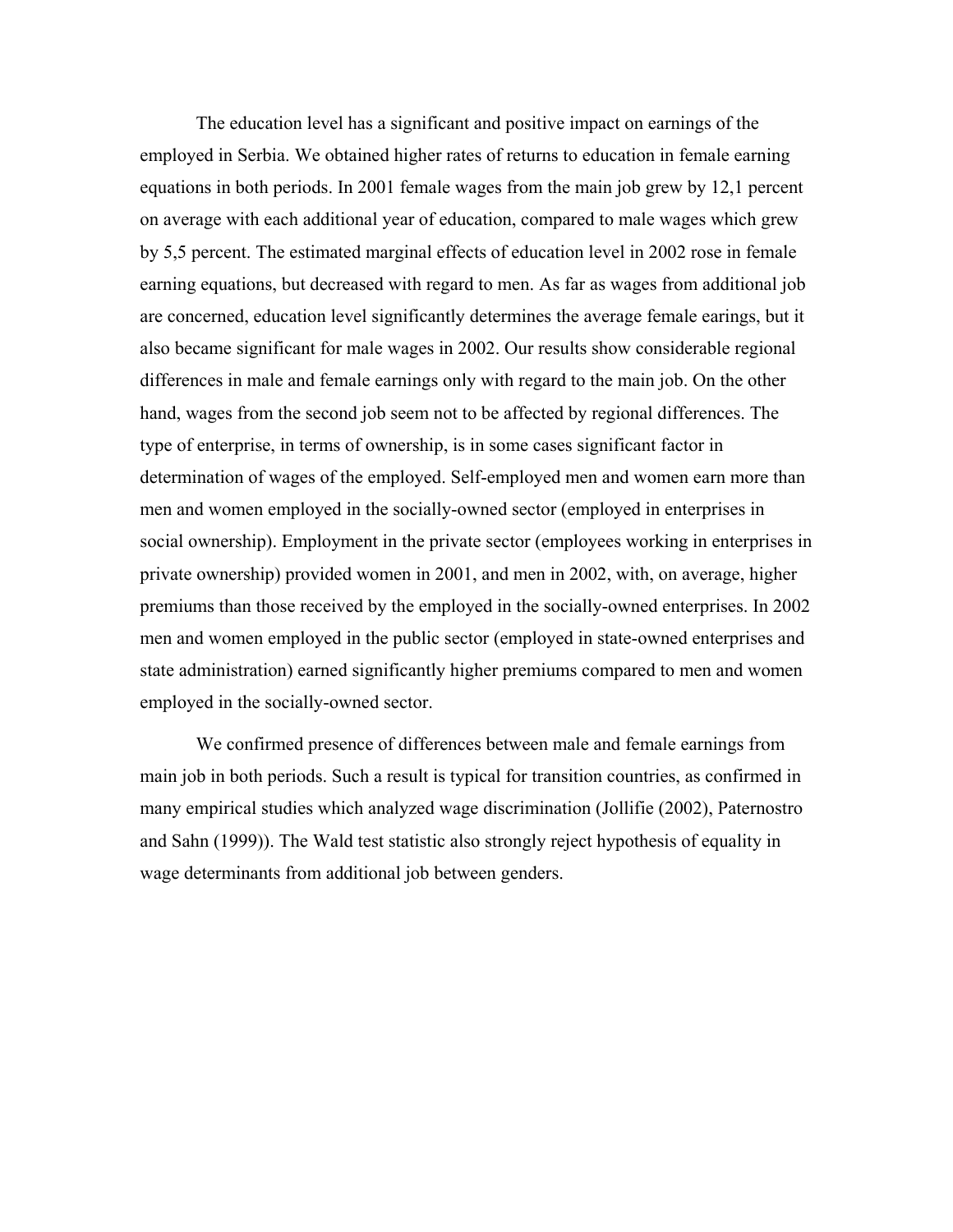The education level has a significant and positive impact on earnings of the employed in Serbia. We obtained higher rates of returns to education in female earning equations in both periods. In 2001 female wages from the main job grew by 12,1 percent on average with each additional year of education, compared to male wages which grew by 5,5 percent. The estimated marginal effects of education level in 2002 rose in female earning equations, but decreased with regard to men. As far as wages from additional job are concerned, education level significantly determines the average female earings, but it also became significant for male wages in 2002. Our results show considerable regional differences in male and female earnings only with regard to the main job. On the other hand, wages from the second job seem not to be affected by regional differences. The type of enterprise, in terms of ownership, is in some cases significant factor in determination of wages of the employed. Self-employed men and women earn more than men and women employed in the socially-owned sector (employed in enterprises in social ownership). Employment in the private sector (employees working in enterprises in private ownership) provided women in 2001, and men in 2002, with, on average, higher premiums than those received by the employed in the socially-owned enterprises. In 2002 men and women employed in the public sector (employed in state-owned enterprises and state administration) earned significantly higher premiums compared to men and women employed in the socially-owned sector.

We confirmed presence of differences between male and female earnings from main job in both periods. Such a result is typical for transition countries, as confirmed in many empirical studies which analyzed wage discrimination (Jollifie (2002), Paternostro and Sahn (1999)). The Wald test statistic also strongly reject hypothesis of equality in wage determinants from additional job between genders.